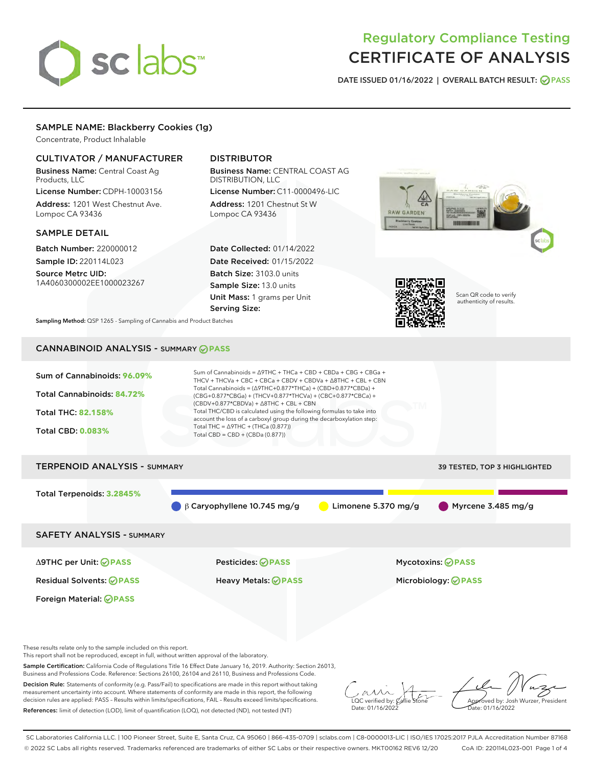# Regulatory Compliance Testing
# CERTIFICATE OF ANALYSIS

DATE ISSUED 01/16/2022 | OVERALL BATCH RESULT: PASS

## SAMPLE NAME: Blackberry Cookies (1g)

Concentrate, Product Inhalable

### CULTIVATOR / MANUFACTURER

**Business Name:** Central Coast Ag Products, LLC

**License Number:** CDPH-10003156

**Address:** 1201 West Chestnut Ave. Lompoc CA 93436

### DISTRIBUTOR

**Business Name:** CENTRAL COAST AG DISTRIBUTION, LLC

**License Number:** C11-0000496-LIC

**Address:** 1201 Chestnut St W Lompoc CA 93436

### SAMPLE DETAIL

**Batch Number:** 220000012

**Sample ID:** 220114L023

**Source Metrc UID:** 1A4060300002EE1000023267

**Date Collected:** 01/14/2022

**Date Received:** 01/15/2022

**Batch Size:** 3103.0 units

**Sample Size:** 13.0 units

**Unit Mass:** 1 grams per Unit

**Serving Size:**

Scan QR code to verify authenticity of results.

**Sampling Method:** QSP 1265 - Sampling of Cannabis and Product Batches

## CANNABINOID ANALYSIS - SUMMARY PASS

Sum of Cannabinoids: **96.09%**

Total Cannabinoids: **84.72%**

Total THC: **82.158%**

Total CBD: **0.083%**

Sum of Cannabinoids = Δ9THC + THCa + CBD + CBDa + CBG + CBGa + THCV + THCVa + CBC + CBCa + CBDV + CBDVa + Δ8THC + CBL + CBN
Total Cannabinoids = (Δ9THC+0.877*THCa) + (CBD+0.877*CBDa) + (CBG+0.877*CBGa) + (THCV+0.877*THCVa) + (CBC+0.877*CBCa) + (CBDV+0.877*CBDVa) + Δ8THC + CBL + CBN
Total THC/CBD is calculated using the following formulas to take into account the loss of a carboxyl group during the decarboxylation step:
Total THC = Δ9THC + (THCa (0.877))
Total CBD = CBD + (CBDa (0.877))

## TERPENOID ANALYSIS - SUMMARY

39 TESTED, TOP 3 HIGHLIGHTED

Total Terpenoids: **3.2845%**

β Caryophyllene 10.745 mg/g | Limonene 5.370 mg/g | Myrcene 3.485 mg/g

## SAFETY ANALYSIS - SUMMARY

| | | |
|---|---|---|
| Δ9THC per Unit: PASS | Pesticides: PASS | Mycotoxins: PASS |
| Residual Solvents: PASS | Heavy Metals: PASS | Microbiology: PASS |
| Foreign Material: PASS | | |

These results relate only to the sample included on this report.
This report shall not be reproduced, except in full, without written approval of the laboratory.

**Sample Certification:** California Code of Regulations Title 16 Effect Date January 16, 2019. Authority: Section 26013, Business and Professions Code. Reference: Sections 26100, 26104 and 26110, Business and Professions Code.

**Decision Rule:** Statements of conformity (e.g. Pass/Fail) to specifications are made in this report without taking measurement uncertainty into account. Where statements of conformity are made in this report, the following decision rules are applied: PASS - Results within limits/specifications, FAIL - Results exceed limits/specifications.

**References:** limit of detection (LOD), limit of quantification (LOQ), not detected (ND), not tested (NT)

LQC verified by: Callie Stone
Date: 01/16/2022

Approved by: Josh Wurzer, President
Date: 01/16/2022

SC Laboratories California LLC. | 100 Pioneer Street, Suite E, Santa Cruz, CA 95060 | 866-435-0709 | sclabs.com | C8-0000013-LIC | ISO/IES 17025:2017 PJLA Accreditation Number 87168
© 2022 SC Labs all rights reserved. Trademarks referenced are trademarks of either SC Labs or their respective owners. MKT00162 REV6 12/20 CoA ID: 220114L023-001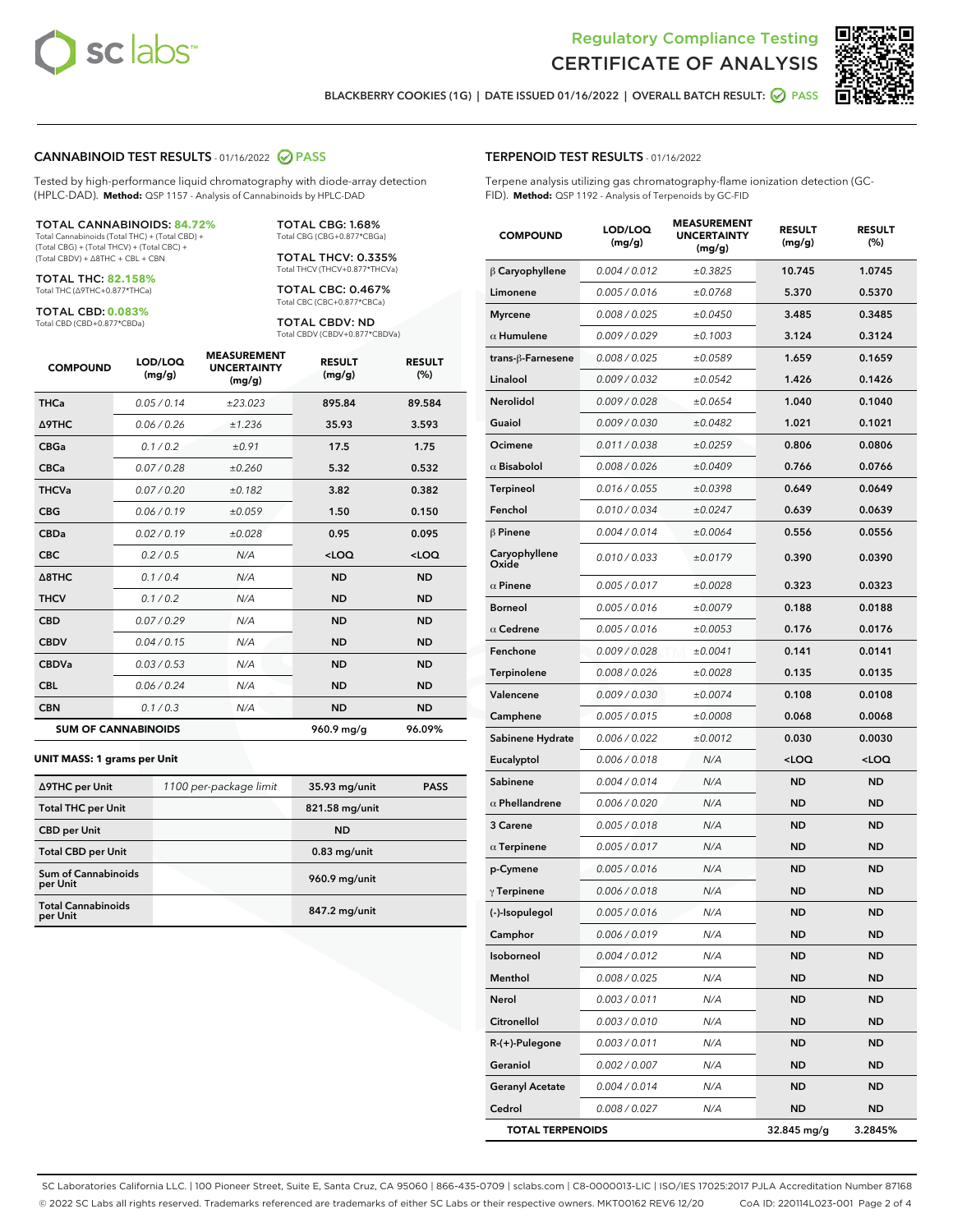Regulatory Compliance Testing
# CERTIFICATE OF ANALYSIS

BLACKBERRY COOKIES (1G) | DATE ISSUED 01/16/2022 | OVERALL BATCH RESULT: PASS

## CANNABINOID TEST RESULTS - 01/16/2022 PASS

Tested by high-performance liquid chromatography with diode-array detection (HPLC-DAD). **Method:** QSP 1157 - Analysis of Cannabinoids by HPLC-DAD

**TOTAL CANNABINOIDS: 84.72%**
Total Cannabinoids (Total THC) + (Total CBD) + (Total CBG) + (Total THCV) + (Total CBC) + (Total CBDV) + Δ8THC + CBL + CBN

**TOTAL THC: 82.158%**
Total THC (Δ9THC+0.877*THCa)

**TOTAL CBD: 0.083%**
Total CBD (CBD+0.877*CBDa)

**TOTAL CBG: 1.68%**
Total CBG (CBG+0.877*CBGa)

**TOTAL THCV: 0.335%**
Total THCV (THCV+0.877*THCVa)

**TOTAL CBC: 0.467%**
Total CBC (CBC+0.877*CBCa)

**TOTAL CBDV: ND**
Total CBDV (CBDV+0.877*CBDVa)

| COMPOUND | LOD/LOQ (mg/g) | MEASUREMENT UNCERTAINTY (mg/g) | RESULT (mg/g) | RESULT (%) |
|---|---|---|---|---|
| THCa | 0.05 / 0.14 | ±23.023 | 895.84 | 89.584 |
| Δ9THC | 0.06 / 0.26 | ±1.236 | 35.93 | 3.593 |
| CBGa | 0.1 / 0.2 | ±0.91 | 17.5 | 1.75 |
| CBCa | 0.07 / 0.28 | ±0.260 | 5.32 | 0.532 |
| THCVa | 0.07 / 0.20 | ±0.182 | 3.82 | 0.382 |
| CBG | 0.06 / 0.19 | ±0.059 | 1.50 | 0.150 |
| CBDa | 0.02 / 0.19 | ±0.028 | 0.95 | 0.095 |
| CBC | 0.2 / 0.5 | N/A | <LOQ | <LOQ |
| Δ8THC | 0.1 / 0.4 | N/A | ND | ND |
| THCV | 0.1 / 0.2 | N/A | ND | ND |
| CBD | 0.07 / 0.29 | N/A | ND | ND |
| CBDV | 0.04 / 0.15 | N/A | ND | ND |
| CBDVa | 0.03 / 0.53 | N/A | ND | ND |
| CBL | 0.06 / 0.24 | N/A | ND | ND |
| CBN | 0.1 / 0.3 | N/A | ND | ND |
| **SUM OF CANNABINOIDS** | | | **960.9 mg/g** | **96.09%** |

**UNIT MASS: 1 grams per Unit**

| | | | |
|---|---|---|---|
| Δ9THC per Unit | 1100 per-package limit | 35.93 mg/unit | PASS |
| Total THC per Unit | | 821.58 mg/unit | |
| CBD per Unit | | ND | |
| Total CBD per Unit | | 0.83 mg/unit | |
| Sum of Cannabinoids per Unit | | 960.9 mg/unit | |
| Total Cannabinoids per Unit | | 847.2 mg/unit | |

## TERPENOID TEST RESULTS - 01/16/2022

Terpene analysis utilizing gas chromatography-flame ionization detection (GC-FID). **Method:** QSP 1192 - Analysis of Terpenoids by GC-FID

| COMPOUND | LOD/LOQ (mg/g) | MEASUREMENT UNCERTAINTY (mg/g) | RESULT (mg/g) | RESULT (%) |
|---|---|---|---|---|
| β Caryophyllene | 0.004 / 0.012 | ±0.3825 | 10.745 | 1.0745 |
| Limonene | 0.005 / 0.016 | ±0.0768 | 5.370 | 0.5370 |
| Myrcene | 0.008 / 0.025 | ±0.0450 | 3.485 | 0.3485 |
| α Humulene | 0.009 / 0.029 | ±0.1003 | 3.124 | 0.3124 |
| trans-β-Farnesene | 0.008 / 0.025 | ±0.0589 | 1.659 | 0.1659 |
| Linalool | 0.009 / 0.032 | ±0.0542 | 1.426 | 0.1426 |
| Nerolidol | 0.009 / 0.028 | ±0.0654 | 1.040 | 0.1040 |
| Guaiol | 0.009 / 0.030 | ±0.0482 | 1.021 | 0.1021 |
| Ocimene | 0.011 / 0.038 | ±0.0259 | 0.806 | 0.0806 |
| α Bisabolol | 0.008 / 0.026 | ±0.0409 | 0.766 | 0.0766 |
| Terpineol | 0.016 / 0.055 | ±0.0398 | 0.649 | 0.0649 |
| Fenchol | 0.010 / 0.034 | ±0.0247 | 0.639 | 0.0639 |
| β Pinene | 0.004 / 0.014 | ±0.0064 | 0.556 | 0.0556 |
| Caryophyllene Oxide | 0.010 / 0.033 | ±0.0179 | 0.390 | 0.0390 |
| α Pinene | 0.005 / 0.017 | ±0.0028 | 0.323 | 0.0323 |
| Borneol | 0.005 / 0.016 | ±0.0079 | 0.188 | 0.0188 |
| α Cedrene | 0.005 / 0.016 | ±0.0053 | 0.176 | 0.0176 |
| Fenchone | 0.009 / 0.028 | ±0.0041 | 0.141 | 0.0141 |
| Terpinolene | 0.008 / 0.026 | ±0.0028 | 0.135 | 0.0135 |
| Valencene | 0.009 / 0.030 | ±0.0074 | 0.108 | 0.0108 |
| Camphene | 0.005 / 0.015 | ±0.0008 | 0.068 | 0.0068 |
| Sabinene Hydrate | 0.006 / 0.022 | ±0.0012 | 0.030 | 0.0030 |
| Eucalyptol | 0.006 / 0.018 | N/A | <LOQ | <LOQ |
| Sabinene | 0.004 / 0.014 | N/A | ND | ND |
| α Phellandrene | 0.006 / 0.020 | N/A | ND | ND |
| 3 Carene | 0.005 / 0.018 | N/A | ND | ND |
| α Terpinene | 0.005 / 0.017 | N/A | ND | ND |
| p-Cymene | 0.005 / 0.016 | N/A | ND | ND |
| γ Terpinene | 0.006 / 0.018 | N/A | ND | ND |
| (-)-Isopulegol | 0.005 / 0.016 | N/A | ND | ND |
| Camphor | 0.006 / 0.019 | N/A | ND | ND |
| Isoborneol | 0.004 / 0.012 | N/A | ND | ND |
| Menthol | 0.008 / 0.025 | N/A | ND | ND |
| Nerol | 0.003 / 0.011 | N/A | ND | ND |
| Citronellol | 0.003 / 0.010 | N/A | ND | ND |
| R-(+)-Pulegone | 0.003 / 0.011 | N/A | ND | ND |
| Geraniol | 0.002 / 0.007 | N/A | ND | ND |
| Geranyl Acetate | 0.004 / 0.014 | N/A | ND | ND |
| Cedrol | 0.008 / 0.027 | N/A | ND | ND |
| **TOTAL TERPENOIDS** | | | **32.845 mg/g** | **3.2845%** |

SC Laboratories California LLC. | 100 Pioneer Street, Suite E, Santa Cruz, CA 95060 | 866-435-0709 | sclabs.com | C8-0000013-LIC | ISO/IES 17025:2017 PJLA Accreditation Number 87168
© 2022 SC Labs all rights reserved. Trademarks referenced are trademarks of either SC Labs or their respective owners. MKT00162 REV6 12/20 CoA ID: 220114L023-001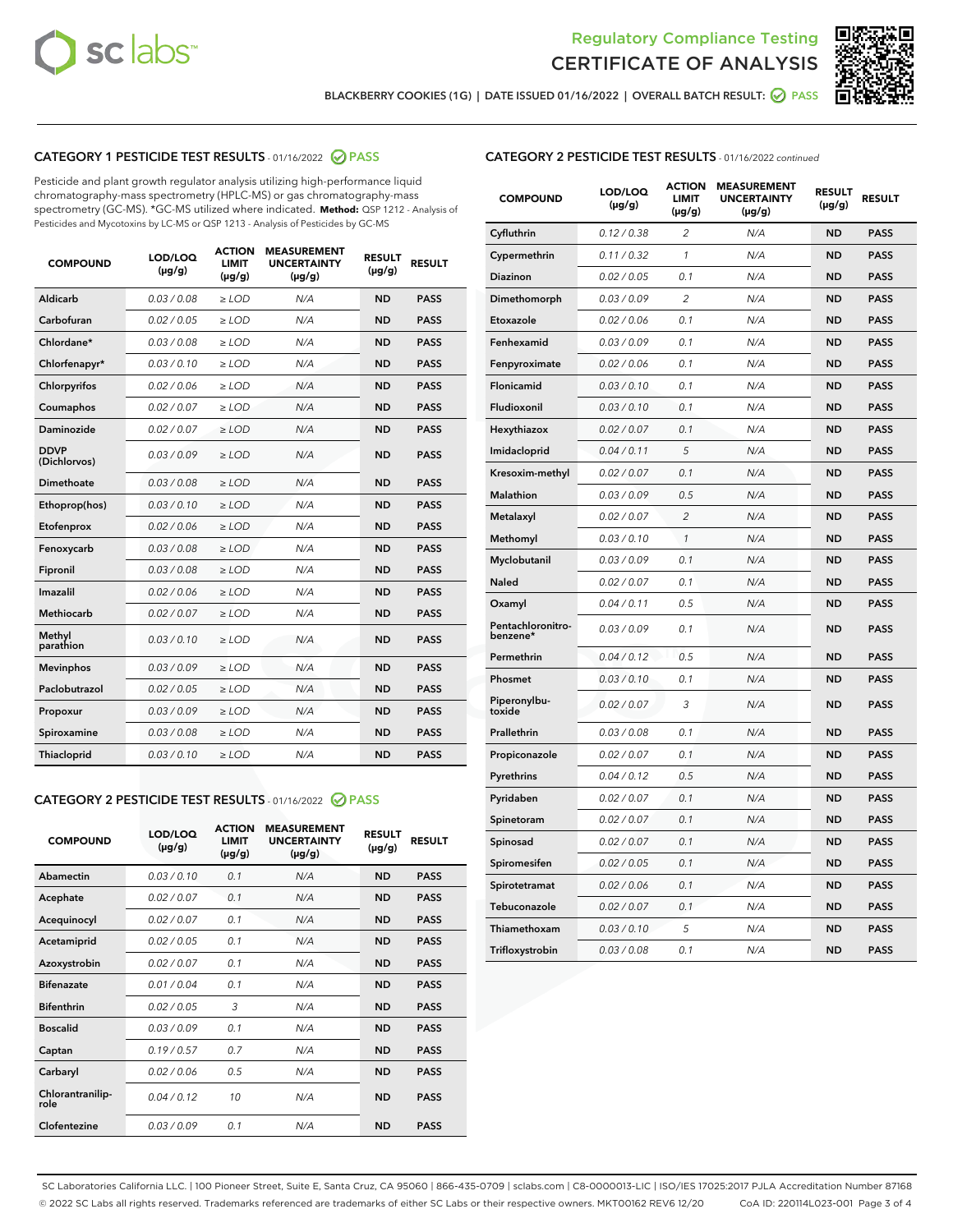Regulatory Compliance Testing
# CERTIFICATE OF ANALYSIS

BLACKBERRY COOKIES (1G) | DATE ISSUED 01/16/2022 | OVERALL BATCH RESULT: PASS

## CATEGORY 1 PESTICIDE TEST RESULTS - 01/16/2022 PASS

Pesticide and plant growth regulator analysis utilizing high-performance liquid chromatography-mass spectrometry (HPLC-MS) or gas chromatography-mass spectrometry (GC-MS). *GC-MS utilized where indicated. **Method:** QSP 1212 - Analysis of Pesticides and Mycotoxins by LC-MS or QSP 1213 - Analysis of Pesticides by GC-MS

| COMPOUND | LOD/LOQ (µg/g) | ACTION LIMIT (µg/g) | MEASUREMENT UNCERTAINTY (µg/g) | RESULT (µg/g) | RESULT |
|---|---|---|---|---|---|
| Aldicarb | 0.03 / 0.08 | ≥ LOD | N/A | ND | PASS |
| Carbofuran | 0.02 / 0.05 | ≥ LOD | N/A | ND | PASS |
| Chlordane* | 0.03 / 0.08 | ≥ LOD | N/A | ND | PASS |
| Chlorfenapyr* | 0.03 / 0.10 | ≥ LOD | N/A | ND | PASS |
| Chlorpyrifos | 0.02 / 0.06 | ≥ LOD | N/A | ND | PASS |
| Coumaphos | 0.02 / 0.07 | ≥ LOD | N/A | ND | PASS |
| Daminozide | 0.02 / 0.07 | ≥ LOD | N/A | ND | PASS |
| DDVP (Dichlorvos) | 0.03 / 0.09 | ≥ LOD | N/A | ND | PASS |
| Dimethoate | 0.03 / 0.08 | ≥ LOD | N/A | ND | PASS |
| Ethoprop(hos) | 0.03 / 0.10 | ≥ LOD | N/A | ND | PASS |
| Etofenprox | 0.02 / 0.06 | ≥ LOD | N/A | ND | PASS |
| Fenoxycarb | 0.03 / 0.08 | ≥ LOD | N/A | ND | PASS |
| Fipronil | 0.03 / 0.08 | ≥ LOD | N/A | ND | PASS |
| Imazalil | 0.02 / 0.06 | ≥ LOD | N/A | ND | PASS |
| Methiocarb | 0.02 / 0.07 | ≥ LOD | N/A | ND | PASS |
| Methyl parathion | 0.03 / 0.10 | ≥ LOD | N/A | ND | PASS |
| Mevinphos | 0.03 / 0.09 | ≥ LOD | N/A | ND | PASS |
| Paclobutrazol | 0.02 / 0.05 | ≥ LOD | N/A | ND | PASS |
| Propoxur | 0.03 / 0.09 | ≥ LOD | N/A | ND | PASS |
| Spiroxamine | 0.03 / 0.08 | ≥ LOD | N/A | ND | PASS |
| Thiacloprid | 0.03 / 0.10 | ≥ LOD | N/A | ND | PASS |

## CATEGORY 2 PESTICIDE TEST RESULTS - 01/16/2022 PASS

| COMPOUND | LOD/LOQ (µg/g) | ACTION LIMIT (µg/g) | MEASUREMENT UNCERTAINTY (µg/g) | RESULT (µg/g) | RESULT |
|---|---|---|---|---|---|
| Abamectin | 0.03 / 0.10 | 0.1 | N/A | ND | PASS |
| Acephate | 0.02 / 0.07 | 0.1 | N/A | ND | PASS |
| Acequinocyl | 0.02 / 0.07 | 0.1 | N/A | ND | PASS |
| Acetamiprid | 0.02 / 0.05 | 0.1 | N/A | ND | PASS |
| Azoxystrobin | 0.02 / 0.07 | 0.1 | N/A | ND | PASS |
| Bifenazate | 0.01 / 0.04 | 0.1 | N/A | ND | PASS |
| Bifenthrin | 0.02 / 0.05 | 3 | N/A | ND | PASS |
| Boscalid | 0.03 / 0.09 | 0.1 | N/A | ND | PASS |
| Captan | 0.19 / 0.57 | 0.7 | N/A | ND | PASS |
| Carbaryl | 0.02 / 0.06 | 0.5 | N/A | ND | PASS |
| Chlorantraniliprole | 0.04 / 0.12 | 10 | N/A | ND | PASS |
| Clofentezine | 0.03 / 0.09 | 0.1 | N/A | ND | PASS |
| Cyfluthrin | 0.12 / 0.38 | 2 | N/A | ND | PASS |
| Cypermethrin | 0.11 / 0.32 | 1 | N/A | ND | PASS |
| Diazinon | 0.02 / 0.05 | 0.1 | N/A | ND | PASS |
| Dimethomorph | 0.03 / 0.09 | 2 | N/A | ND | PASS |
| Etoxazole | 0.02 / 0.06 | 0.1 | N/A | ND | PASS |
| Fenhexamid | 0.03 / 0.09 | 0.1 | N/A | ND | PASS |
| Fenpyroximate | 0.02 / 0.06 | 0.1 | N/A | ND | PASS |
| Flonicamid | 0.03 / 0.10 | 0.1 | N/A | ND | PASS |
| Fludioxonil | 0.03 / 0.10 | 0.1 | N/A | ND | PASS |
| Hexythiazox | 0.02 / 0.07 | 0.1 | N/A | ND | PASS |
| Imidacloprid | 0.04 / 0.11 | 5 | N/A | ND | PASS |
| Kresoxim-methyl | 0.02 / 0.07 | 0.1 | N/A | ND | PASS |
| Malathion | 0.03 / 0.09 | 0.5 | N/A | ND | PASS |
| Metalaxyl | 0.02 / 0.07 | 2 | N/A | ND | PASS |
| Methomyl | 0.03 / 0.10 | 1 | N/A | ND | PASS |
| Myclobutanil | 0.03 / 0.09 | 0.1 | N/A | ND | PASS |
| Naled | 0.02 / 0.07 | 0.1 | N/A | ND | PASS |
| Oxamyl | 0.04 / 0.11 | 0.5 | N/A | ND | PASS |
| Pentachloronitrobenzene* | 0.03 / 0.09 | 0.1 | N/A | ND | PASS |
| Permethrin | 0.04 / 0.12 | 0.5 | N/A | ND | PASS |
| Phosmet | 0.03 / 0.10 | 0.1 | N/A | ND | PASS |
| Piperonylbutoxide | 0.02 / 0.07 | 3 | N/A | ND | PASS |
| Prallethrin | 0.03 / 0.08 | 0.1 | N/A | ND | PASS |
| Propiconazole | 0.02 / 0.07 | 0.1 | N/A | ND | PASS |
| Pyrethrins | 0.04 / 0.12 | 0.5 | N/A | ND | PASS |
| Pyridaben | 0.02 / 0.07 | 0.1 | N/A | ND | PASS |
| Spinetoram | 0.02 / 0.07 | 0.1 | N/A | ND | PASS |
| Spinosad | 0.02 / 0.07 | 0.1 | N/A | ND | PASS |
| Spiromesifen | 0.02 / 0.05 | 0.1 | N/A | ND | PASS |
| Spirotetramat | 0.02 / 0.06 | 0.1 | N/A | ND | PASS |
| Tebuconazole | 0.02 / 0.07 | 0.1 | N/A | ND | PASS |
| Thiamethoxam | 0.03 / 0.10 | 5 | N/A | ND | PASS |
| Trifloxystrobin | 0.03 / 0.08 | 0.1 | N/A | ND | PASS |

SC Laboratories California LLC. | 100 Pioneer Street, Suite E, Santa Cruz, CA 95060 | 866-435-0709 | sclabs.com | C8-0000013-LIC | ISO/IES 17025:2017 PJLA Accreditation Number 87168
© 2022 SC Labs all rights reserved. Trademarks referenced are trademarks of either SC Labs or their respective owners. MKT00162 REV6 12/20 CoA ID: 220114L023-001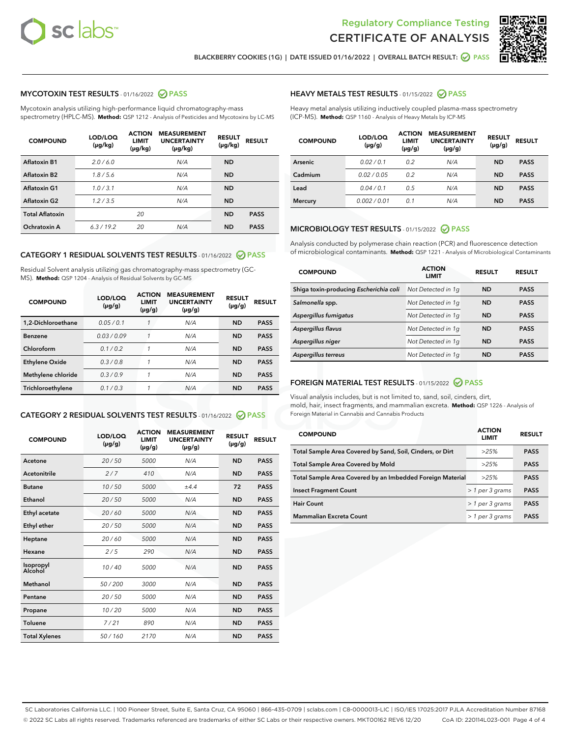Regulatory Compliance Testing
CERTIFICATE OF ANALYSIS

BLACKBERRY COOKIES (1G) | DATE ISSUED 01/16/2022 | OVERALL BATCH RESULT: PASS

## MYCOTOXIN TEST RESULTS - 01/16/2022 PASS

Mycotoxin analysis utilizing high-performance liquid chromatography-mass spectrometry (HPLC-MS). **Method:** QSP 1212 - Analysis of Pesticides and Mycotoxins by LC-MS

| COMPOUND | LOD/LOQ (µg/kg) | ACTION LIMIT (µg/kg) | MEASUREMENT UNCERTAINTY (µg/kg) | RESULT (µg/kg) | RESULT |
|---|---|---|---|---|---|
| Aflatoxin B1 | 2.0 / 6.0 | | N/A | ND | |
| Aflatoxin B2 | 1.8 / 5.6 | | N/A | ND | |
| Aflatoxin G1 | 1.0 / 3.1 | | N/A | ND | |
| Aflatoxin G2 | 1.2 / 3.5 | | N/A | ND | |
| Total Aflatoxin | | 20 | | ND | PASS |
| Ochratoxin A | 6.3 / 19.2 | 20 | N/A | ND | PASS |

## CATEGORY 1 RESIDUAL SOLVENTS TEST RESULTS - 01/16/2022 PASS

Residual Solvent analysis utilizing gas chromatography-mass spectrometry (GC-MS). **Method:** QSP 1204 - Analysis of Residual Solvents by GC-MS

| COMPOUND | LOD/LOQ (µg/g) | ACTION LIMIT (µg/g) | MEASUREMENT UNCERTAINTY (µg/g) | RESULT (µg/g) | RESULT |
|---|---|---|---|---|---|
| 1,2-Dichloroethane | 0.05 / 0.1 | 1 | N/A | ND | PASS |
| Benzene | 0.03 / 0.09 | 1 | N/A | ND | PASS |
| Chloroform | 0.1 / 0.2 | 1 | N/A | ND | PASS |
| Ethylene Oxide | 0.3 / 0.8 | 1 | N/A | ND | PASS |
| Methylene chloride | 0.3 / 0.9 | 1 | N/A | ND | PASS |
| Trichloroethylene | 0.1 / 0.3 | 1 | N/A | ND | PASS |

## CATEGORY 2 RESIDUAL SOLVENTS TEST RESULTS - 01/16/2022 PASS

| COMPOUND | LOD/LOQ (µg/g) | ACTION LIMIT (µg/g) | MEASUREMENT UNCERTAINTY (µg/g) | RESULT (µg/g) | RESULT |
|---|---|---|---|---|---|
| Acetone | 20 / 50 | 5000 | N/A | ND | PASS |
| Acetonitrile | 2 / 7 | 410 | N/A | ND | PASS |
| Butane | 10 / 50 | 5000 | ±4.4 | 72 | PASS |
| Ethanol | 20 / 50 | 5000 | N/A | ND | PASS |
| Ethyl acetate | 20 / 60 | 5000 | N/A | ND | PASS |
| Ethyl ether | 20 / 50 | 5000 | N/A | ND | PASS |
| Heptane | 20 / 60 | 5000 | N/A | ND | PASS |
| Hexane | 2 / 5 | 290 | N/A | ND | PASS |
| Isopropyl Alcohol | 10 / 40 | 5000 | N/A | ND | PASS |
| Methanol | 50 / 200 | 3000 | N/A | ND | PASS |
| Pentane | 20 / 50 | 5000 | N/A | ND | PASS |
| Propane | 10 / 20 | 5000 | N/A | ND | PASS |
| Toluene | 7 / 21 | 890 | N/A | ND | PASS |
| Total Xylenes | 50 / 160 | 2170 | N/A | ND | PASS |

## HEAVY METALS TEST RESULTS - 01/15/2022 PASS

Heavy metal analysis utilizing inductively coupled plasma-mass spectrometry (ICP-MS). **Method:** QSP 1160 - Analysis of Heavy Metals by ICP-MS

| COMPOUND | LOD/LOQ (µg/g) | ACTION LIMIT (µg/g) | MEASUREMENT UNCERTAINTY (µg/g) | RESULT (µg/g) | RESULT |
|---|---|---|---|---|---|
| Arsenic | 0.02 / 0.1 | 0.2 | N/A | ND | PASS |
| Cadmium | 0.02 / 0.05 | 0.2 | N/A | ND | PASS |
| Lead | 0.04 / 0.1 | 0.5 | N/A | ND | PASS |
| Mercury | 0.002 / 0.01 | 0.1 | N/A | ND | PASS |

## MICROBIOLOGY TEST RESULTS - 01/15/2022 PASS

Analysis conducted by polymerase chain reaction (PCR) and fluorescence detection of microbiological contaminants. **Method:** QSP 1221 - Analysis of Microbiological Contaminants

| COMPOUND | ACTION LIMIT | RESULT | RESULT |
|---|---|---|---|
| Shiga toxin-producing *Escherichia coli* | Not Detected in 1g | ND | PASS |
| *Salmonella* spp. | Not Detected in 1g | ND | PASS |
| *Aspergillus fumigatus* | Not Detected in 1g | ND | PASS |
| *Aspergillus flavus* | Not Detected in 1g | ND | PASS |
| *Aspergillus niger* | Not Detected in 1g | ND | PASS |
| *Aspergillus terreus* | Not Detected in 1g | ND | PASS |

## FOREIGN MATERIAL TEST RESULTS - 01/15/2022 PASS

Visual analysis includes, but is not limited to, sand, soil, cinders, dirt, mold, hair, insect fragments, and mammalian excreta. **Method:** QSP 1226 - Analysis of Foreign Material in Cannabis and Cannabis Products

| COMPOUND | ACTION LIMIT | RESULT |
|---|---|---|
| Total Sample Area Covered by Sand, Soil, Cinders, or Dirt | >25% | PASS |
| Total Sample Area Covered by Mold | >25% | PASS |
| Total Sample Area Covered by an Imbedded Foreign Material | >25% | PASS |
| Insect Fragment Count | > 1 per 3 grams | PASS |
| Hair Count | > 1 per 3 grams | PASS |
| Mammalian Excreta Count | > 1 per 3 grams | PASS |

SC Laboratories California LLC. | 100 Pioneer Street, Suite E, Santa Cruz, CA 95060 | 866-435-0709 | sclabs.com | C8-0000013-LIC | ISO/IES 17025:2017 PJLA Accreditation Number 87168
© 2022 SC Labs all rights reserved. Trademarks referenced are trademarks of either SC Labs or their respective owners. MKT00162 REV6 12/20 CoA ID: 220114L023-001